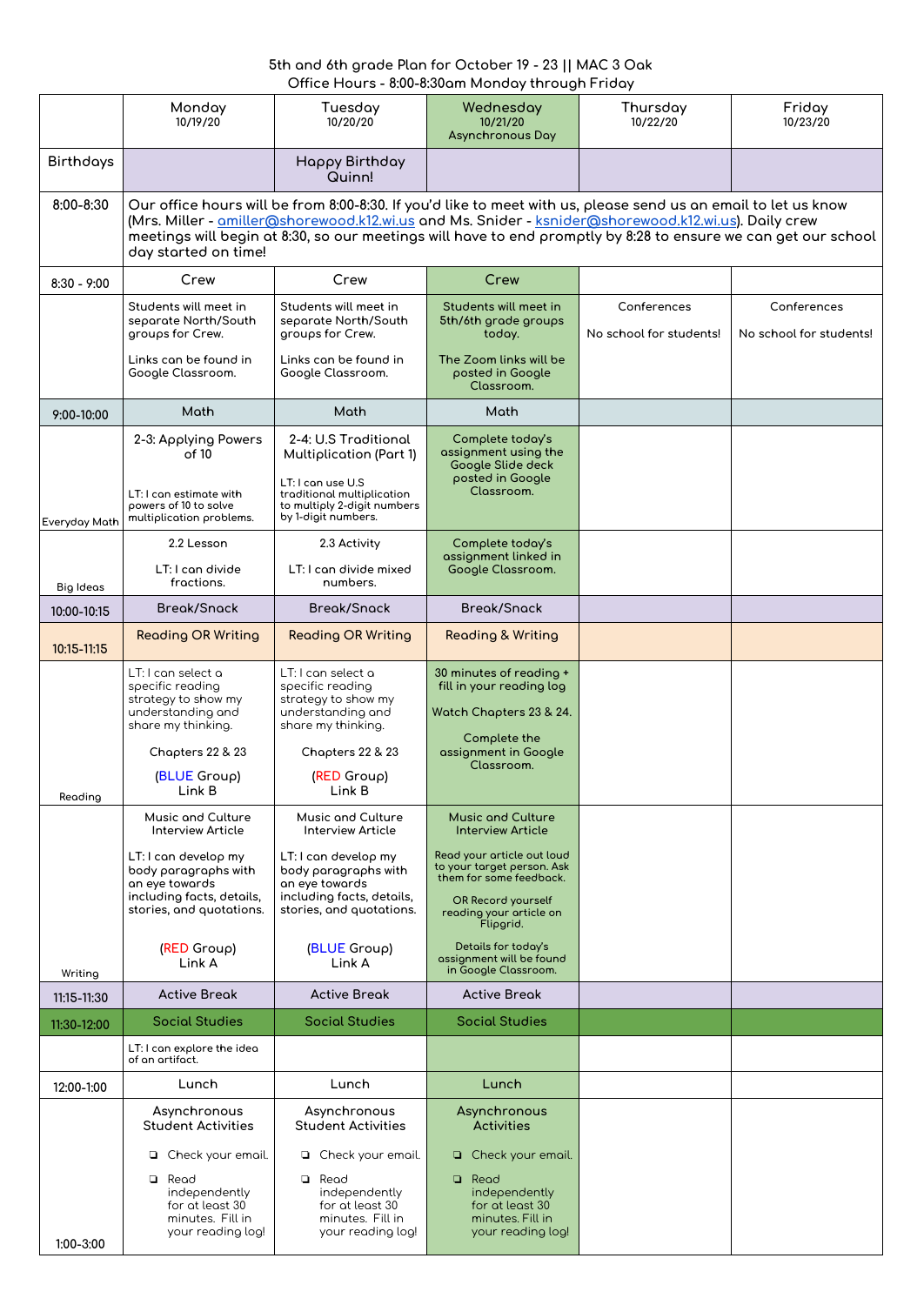5th and 6th grade Plan for October 19 - 23 || MAC 3 Oak
Office Hours - 8:00-8:30am Monday through Friday

| | Monday 10/19/20 | Tuesday 10/20/20 | Wednesday 10/21/20 Asynchronous Day | Thursday 10/22/20 | Friday 10/23/20 |
|---|---|---|---|---|---|
| Birthdays | | Happy Birthday Quinn! | | | |
| 8:00-8:30 | Our office hours will be from 8:00-8:30. If you'd like to meet with us, please send us an email to let us know (Mrs. Miller - amiller@shorewood.k12.wi.us and Ms. Snider - ksnider@shorewood.k12.wi.us). Daily crew meetings will begin at 8:30, so our meetings will have to end promptly by 8:28 to ensure we can get our school day started on time! | | | | |
| 8:30 - 9:00 | Crew | Crew | Crew | | |
| | Students will meet in separate North/South groups for Crew.<br><br>Links can be found in Google Classroom. | Students will meet in separate North/South groups for Crew.<br><br>Links can be found in Google Classroom. | Students will meet in 5th/6th grade groups today.<br><br>The Zoom links will be posted in Google Classroom. | Conferences<br><br>No school for students! | Conferences<br><br>No school for students! |
| 9:00-10:00 | Math | Math | Math | | |
| Everyday Math | 2-3: Applying Powers of 10<br><br>LT: I can estimate with powers of 10 to solve multiplication problems. | 2-4: U.S Traditional Multiplication (Part 1)<br><br>LT: I can use U.S traditional multiplication to multiply 2-digit numbers by 1-digit numbers. | Complete today's assignment using the Google Slide deck posted in Google Classroom. | | |
| Big Ideas | 2.2 Lesson<br><br>LT: I can divide fractions. | 2.3 Activity<br><br>LT: I can divide mixed numbers. | Complete today's assignment linked in Google Classroom. | | |
| 10:00-10:15 | Break/Snack | Break/Snack | Break/Snack | | |
| 10:15-11:15 | Reading OR Writing | Reading OR Writing | Reading & Writing | | |
| Reading | LT: I can select a specific reading strategy to show my understanding and share my thinking.<br><br>Chapters 22 & 23<br><br>(BLUE Group)<br>Link B | LT: I can select a specific reading strategy to show my understanding and share my thinking.<br><br>Chapters 22 & 23<br><br>(RED Group)<br>Link B | 30 minutes of reading + fill in your reading log<br><br>Watch Chapters 23 & 24.<br><br>Complete the assignment in Google Classroom. | | |
| Writing | Music and Culture Interview Article<br><br>LT: I can develop my body paragraphs with an eye towards including facts, details, stories, and quotations.<br><br>(RED Group)<br>Link A | Music and Culture Interview Article<br><br>LT: I can develop my body paragraphs with an eye towards including facts, details, stories, and quotations.<br><br>(BLUE Group)<br>Link A | Music and Culture Interview Article<br><br>Read your article out loud to your target person. Ask them for some feedback.<br><br>OR Record yourself reading your article on Flipgrid.<br><br>Details for today's assignment will be found in Google Classroom. | | |
| 11:15-11:30 | Active Break | Active Break | Active Break | | |
| 11:30-12:00 | Social Studies | Social Studies | Social Studies | | |
| | LT: I can explore the idea of an artifact. | | | | |
| 12:00-1:00 | Lunch | Lunch | Lunch | | |
| 1:00-3:00 | Asynchronous Student Activities<br><br>❏ Check your email.<br><br>❏ Read independently for at least 30 minutes. Fill in your reading log! | Asynchronous Student Activities<br><br>❏ Check your email.<br><br>❏ Read independently for at least 30 minutes. Fill in your reading log! | Asynchronous Activities<br><br>❏ Check your email.<br><br>❏ Read independently for at least 30 minutes. Fill in your reading log! | | |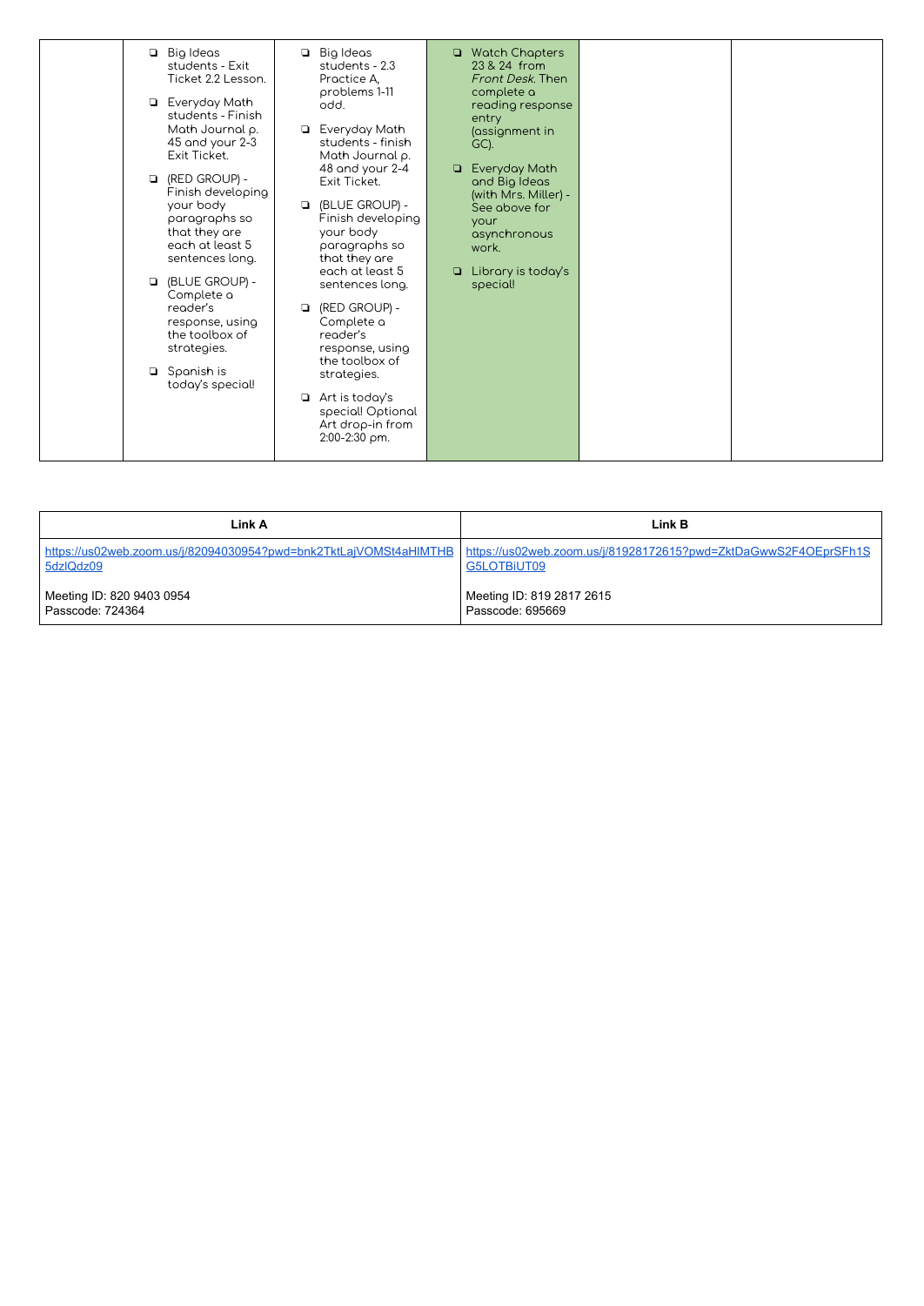| | | | | | |
|---|---|---|---|---|---|
| | ❑ Big Ideas students - Exit Ticket 2.2 Lesson.<br><br>❑ Everyday Math students - Finish Math Journal p. 45 and your 2-3 Exit Ticket.<br><br>❑ (RED GROUP) - Finish developing your body paragraphs so that they are each at least 5 sentences long.<br><br>❑ (BLUE GROUP) - Complete a reader's response, using the toolbox of strategies.<br><br>❑ Spanish is today's special! | ❑ Big Ideas students - 2.3 Practice A, problems 1-11 odd.<br><br>❑ Everyday Math students - finish Math Journal p. 48 and your 2-4 Exit Ticket.<br><br>❑ (BLUE GROUP) - Finish developing your body paragraphs so that they are each at least 5 sentences long.<br><br>❑ (RED GROUP) - Complete a reader's response, using the toolbox of strategies.<br><br>❑ Art is today's special! Optional Art drop-in from 2:00-2:30 pm. | ❑ Watch Chapters 23 & 24 from *Front Desk*. Then complete a reading response entry (assignment in GC).<br><br>❑ Everyday Math and Big Ideas (with Mrs. Miller) - See above for your asynchronous work.<br><br>❑ Library is today's special! | | |

| Link A | Link B |
|---|---|
| https://us02web.zoom.us/j/82094030954?pwd=bnk2TktLajVOMSt4aHlMTHB5dzlQdz09<br><br>Meeting ID: 820 9403 0954<br>Passcode: 724364 | https://us02web.zoom.us/j/81928172615?pwd=ZktDaGwwS2F4OEprSFh1SG5LOTBiUT09<br><br>Meeting ID: 819 2817 2615<br>Passcode: 695669 |